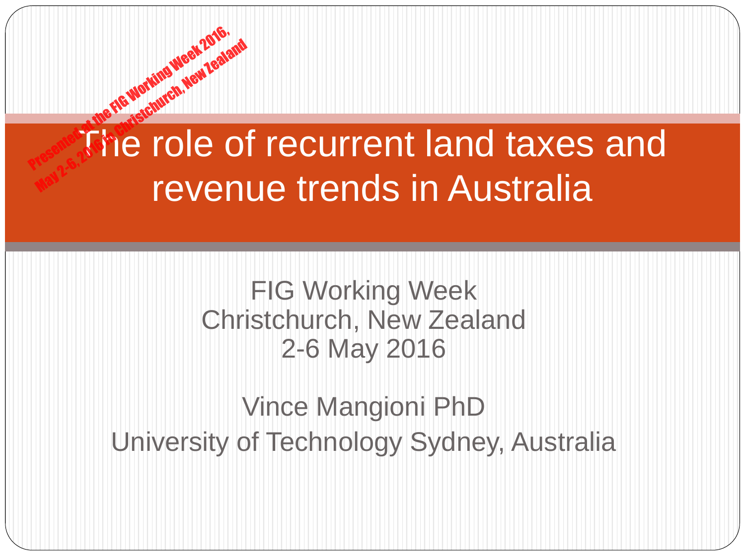Presented at the FIG Working Week 2016, May 2-6, 2016 in Christchurch, New Zealand

# The role of recurrent land taxes and revenue trends in Australia

FIG Working Week
Christchurch, New Zealand
2-6 May 2016

Vince Mangioni PhD
University of Technology Sydney, Australia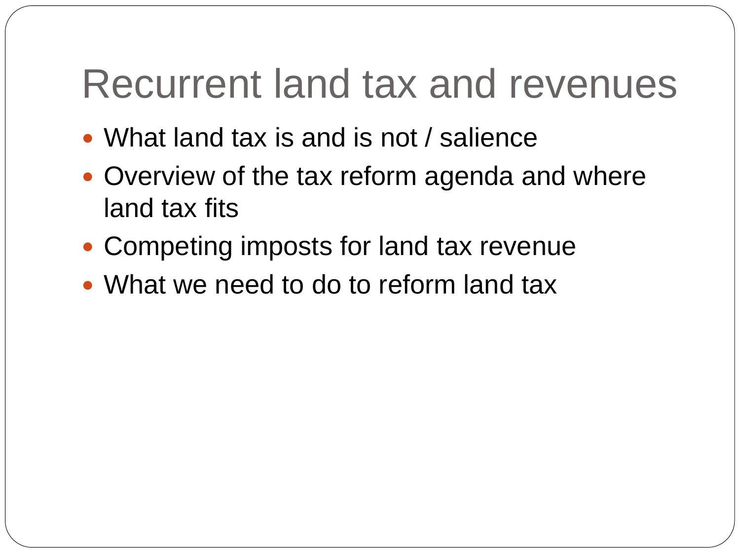# Recurrent land tax and revenues

- What land tax is and is not / salience
- Overview of the tax reform agenda and where land tax fits
- Competing imposts for land tax revenue
- What we need to do to reform land tax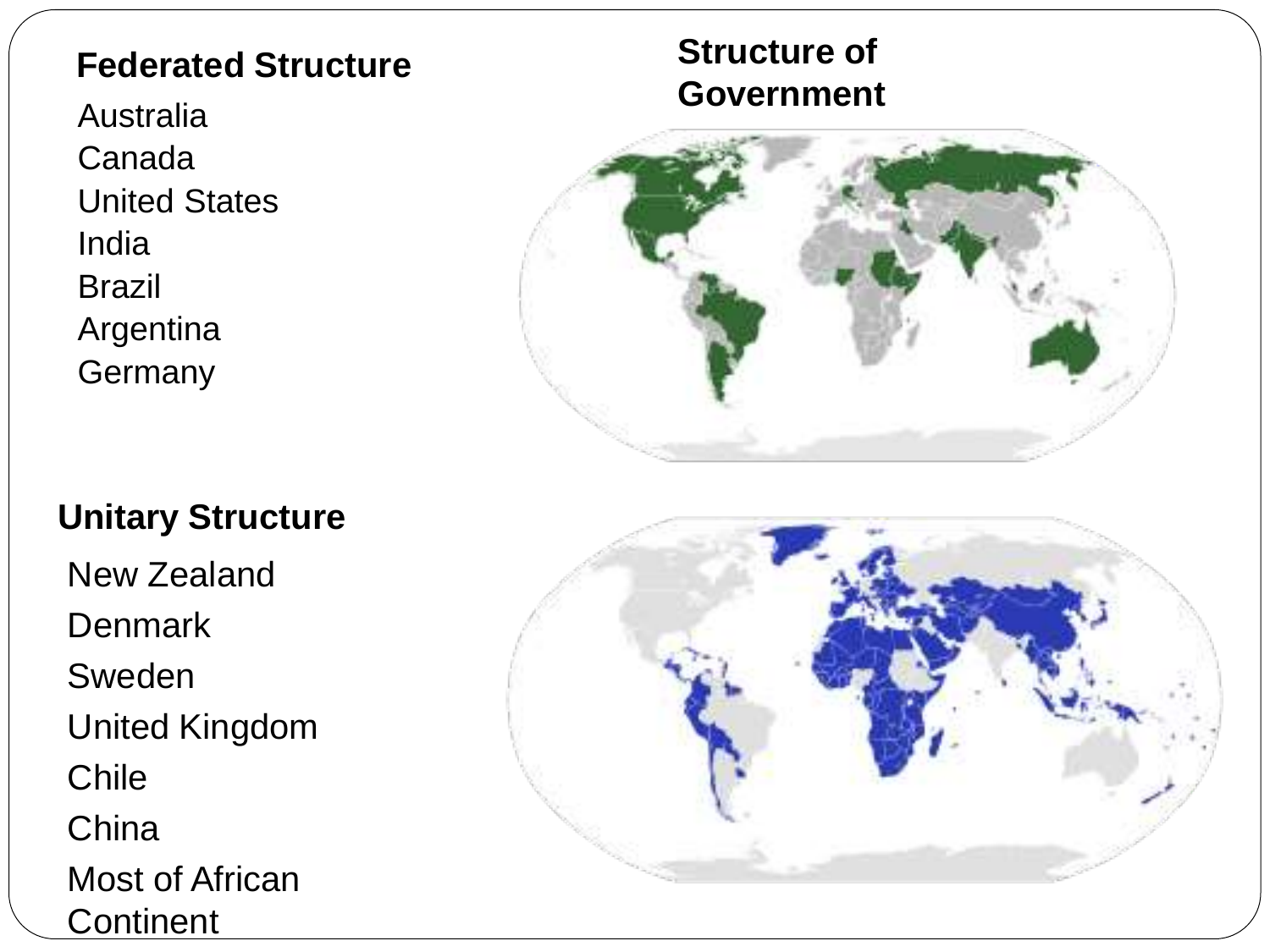## Structure of Government

### Federated Structure

Australia
Canada
United States
India
Brazil
Argentina
Germany

### Unitary Structure

New Zealand
Denmark
Sweden
United Kingdom
Chile
China
Most of African Continent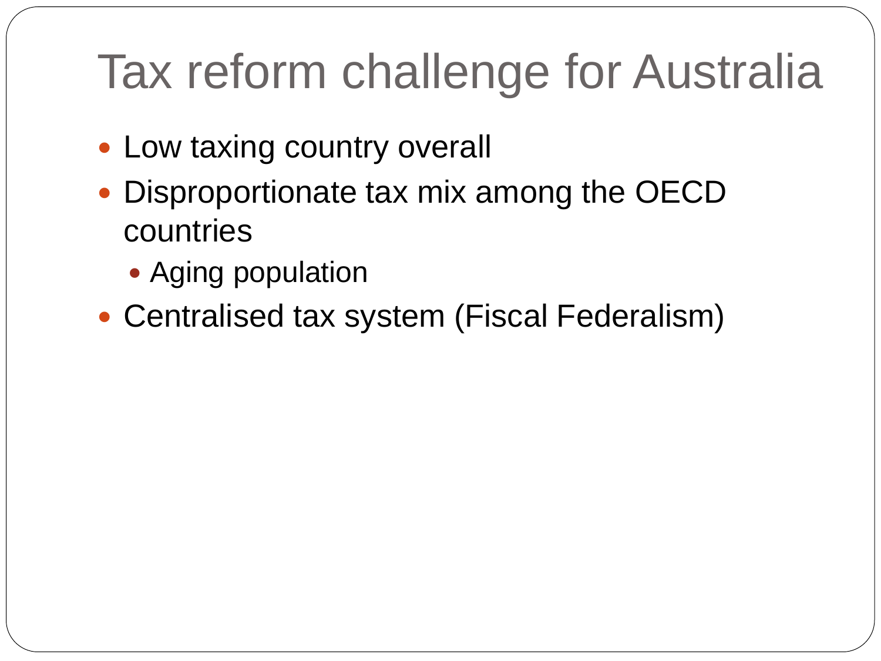# Tax reform challenge for Australia

- Low taxing country overall
- Disproportionate tax mix among the OECD countries
  - Aging population
- Centralised tax system (Fiscal Federalism)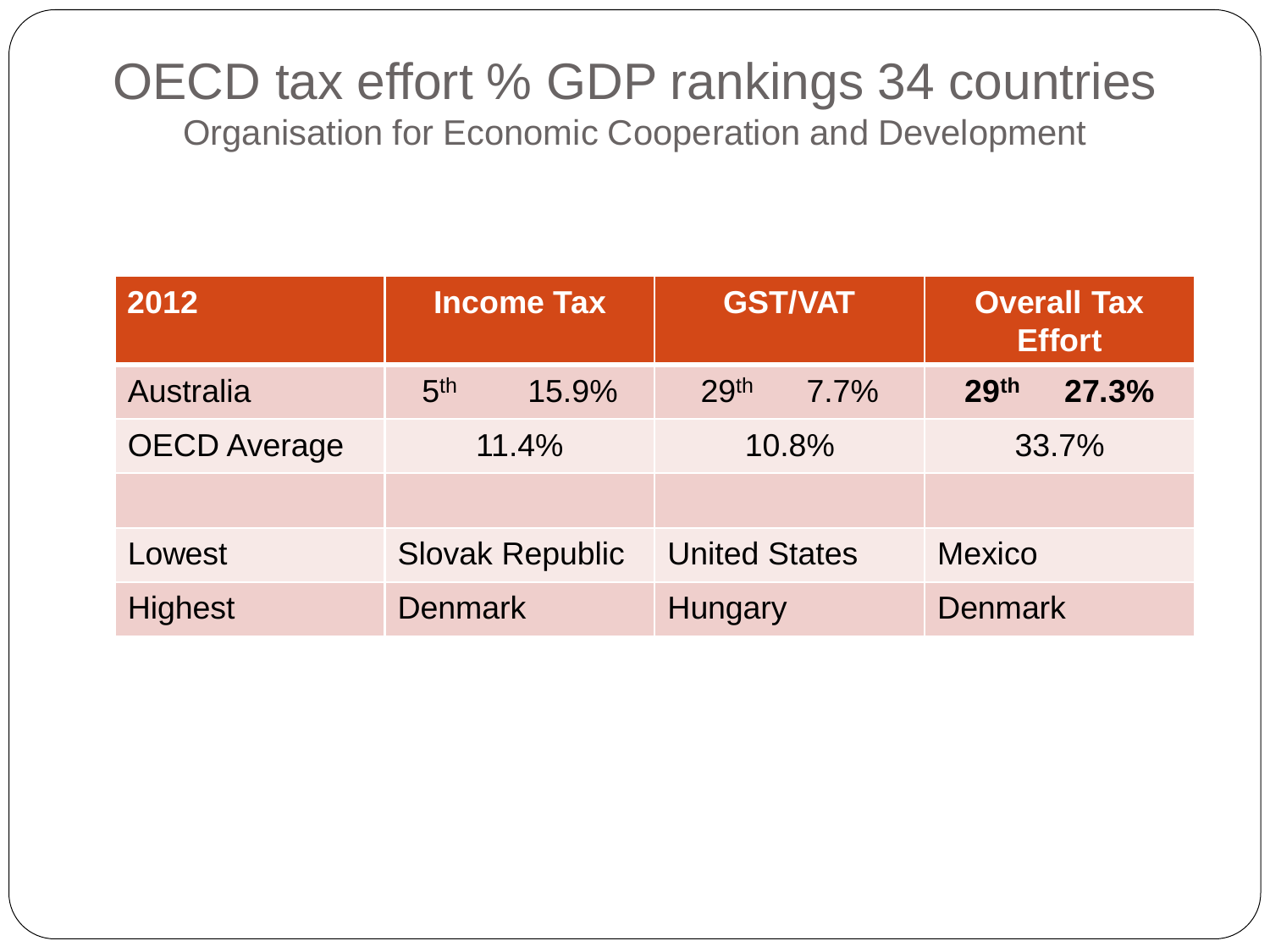# OECD tax effort % GDP rankings 34 countries

Organisation for Economic Cooperation and Development

| 2012 | Income Tax | GST/VAT | Overall Tax Effort |
|---|---|---|---|
| Australia | 5th 15.9% | 29th 7.7% | **29th 27.3%** |
| OECD Average | 11.4% | 10.8% | 33.7% |
| | | | |
| Lowest | Slovak Republic | United States | Mexico |
| Highest | Denmark | Hungary | Denmark |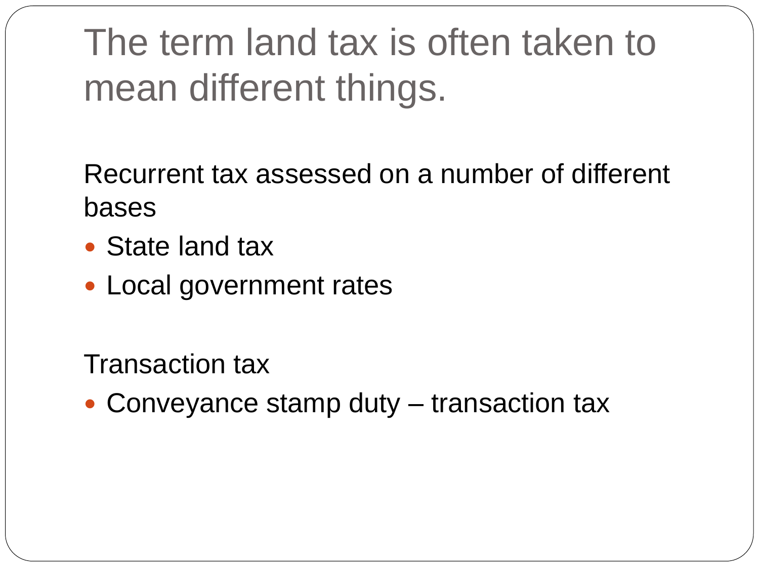# The term land tax is often taken to mean different things.

Recurrent tax assessed on a number of different bases

- State land tax
- Local government rates

Transaction tax

- Conveyance stamp duty – transaction tax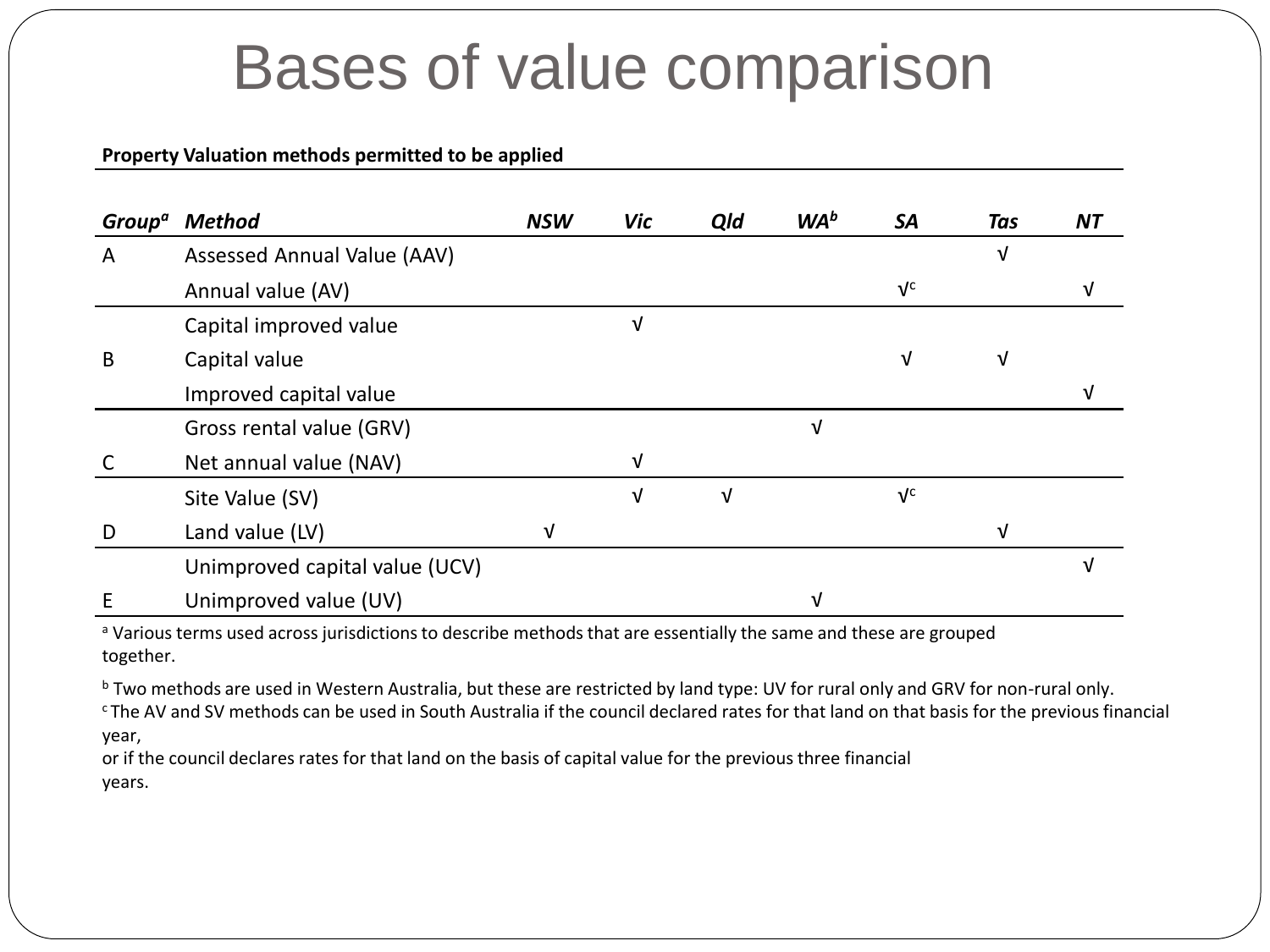# Bases of value comparison

**Property Valuation methods permitted to be applied**

| *Group*[a] | *Method* | *NSW* | *Vic* | *Qld* | *WA*[b] | *SA* | *Tas* | *NT* |
|---|---|---|---|---|---|---|---|---|
| A | Assessed Annual Value (AAV) | | | | | | √ | |
| | Annual value (AV) | | | | | √[c] | | √ |
| | Capital improved value | | √ | | | | | |
| B | Capital value | | | | | √ | √ | |
| | Improved capital value | | | | | | | √ |
| | Gross rental value (GRV) | | | | √ | | | |
| C | Net annual value (NAV) | | √ | | | | | |
| | Site Value (SV) | | √ | √ | | √[c] | | |
| D | Land value (LV) | √ | | | | | √ | |
| | Unimproved capital value (UCV) | | | | | | | √ |
| E | Unimproved value (UV) | | | | √ | | | |

[a] Various terms used across jurisdictions to describe methods that are essentially the same and these are grouped together.

[b] Two methods are used in Western Australia, but these are restricted by land type: UV for rural only and GRV for non-rural only.
[c] The AV and SV methods can be used in South Australia if the council declared rates for that land on that basis for the previous financial year,
or if the council declares rates for that land on the basis of capital value for the previous three financial years.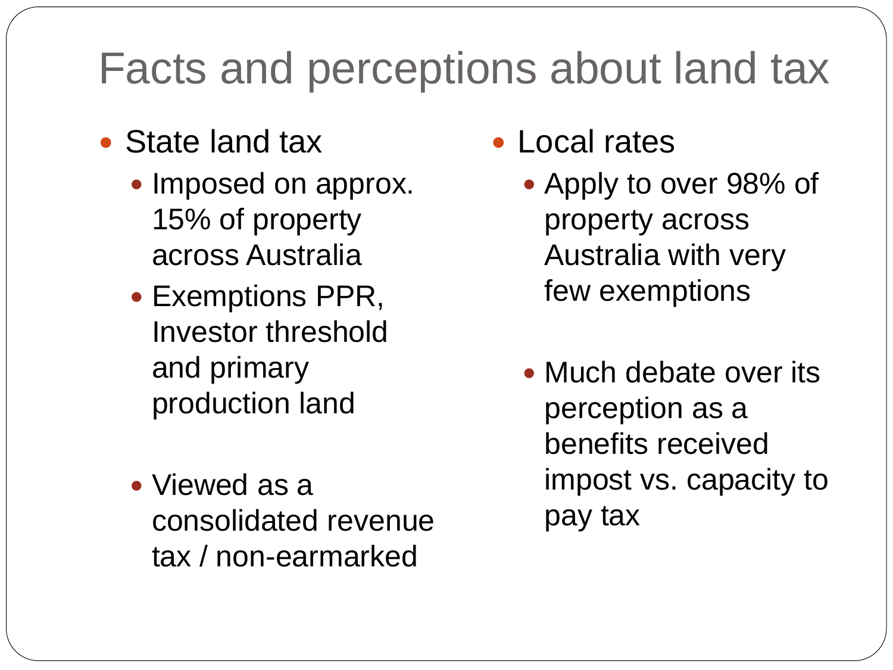# Facts and perceptions about land tax

- State land tax
  - Imposed on approx. 15% of property across Australia
  - Exemptions PPR, Investor threshold and primary production land
  - Viewed as a consolidated revenue tax / non-earmarked
- Local rates
  - Apply to over 98% of property across Australia with very few exemptions
  - Much debate over its perception as a benefits received impost vs. capacity to pay tax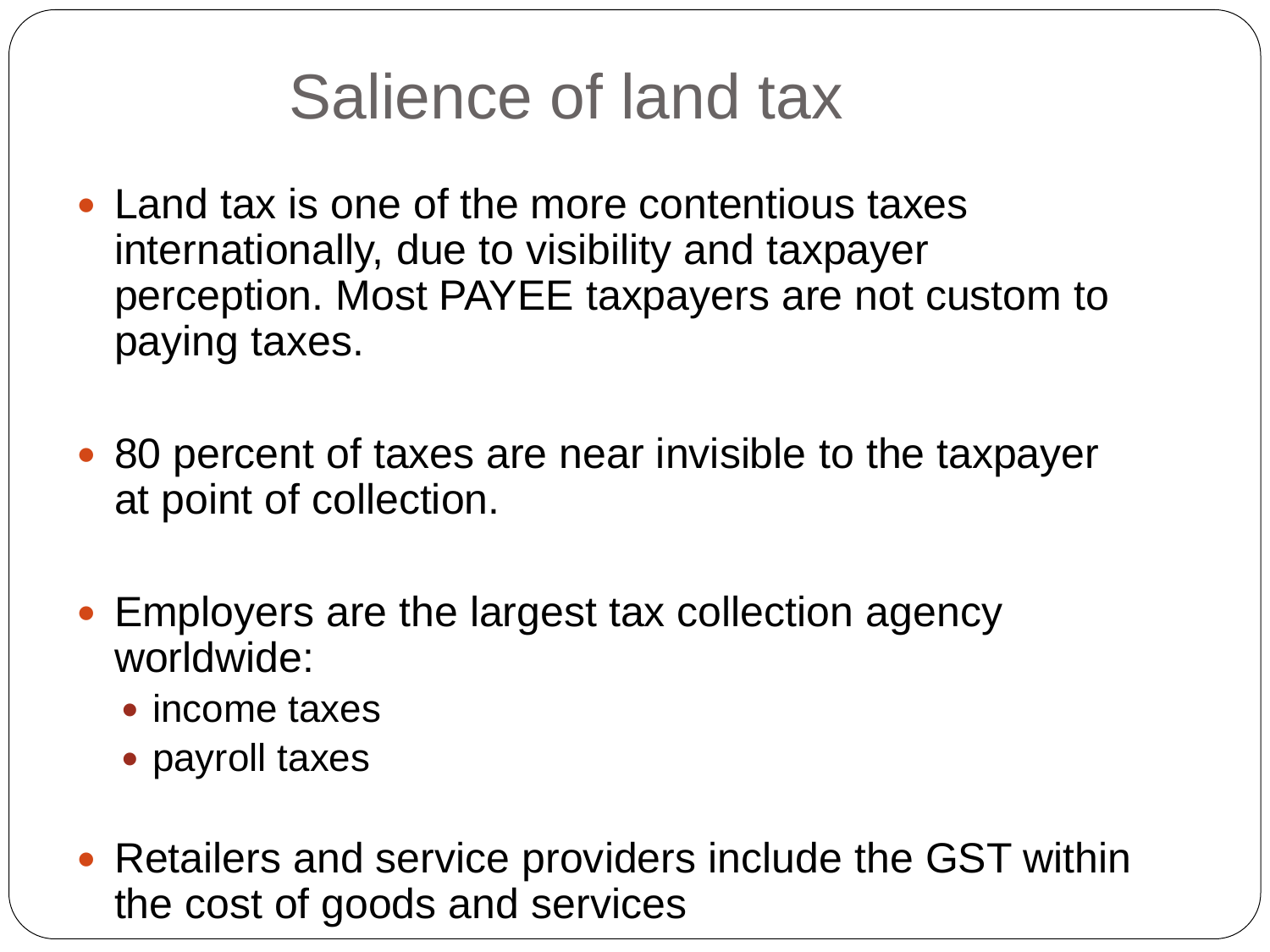# Salience of land tax

- Land tax is one of the more contentious taxes internationally, due to visibility and taxpayer perception. Most PAYEE taxpayers are not custom to paying taxes.

- 80 percent of taxes are near invisible to the taxpayer at point of collection.

- Employers are the largest tax collection agency worldwide:
  - income taxes
  - payroll taxes

- Retailers and service providers include the GST within the cost of goods and services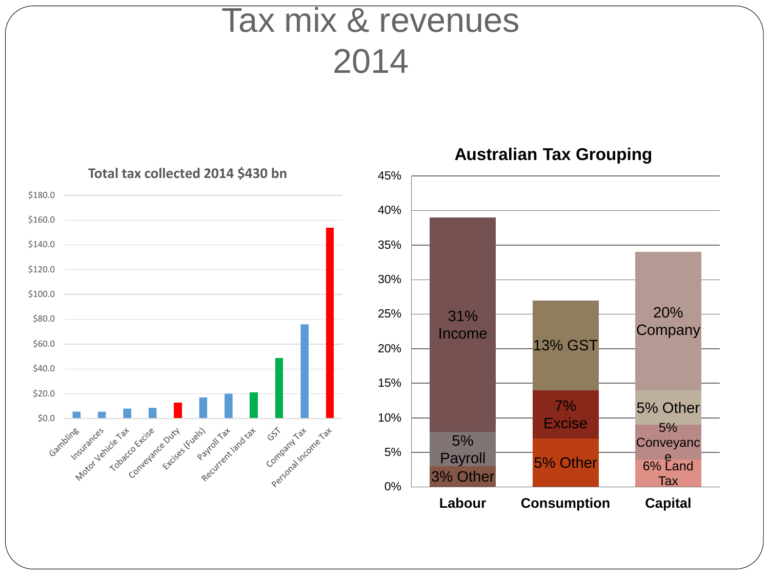# Tax mix & revenues 2014

**Total tax collected 2014 $430 bn**

| Tax | Approx. value ($bn) |
|---|---|
| Gambling | |
| Insurances | |
| Motor Vehicle Tax | |
| Tobacco Excise | |
| Conveyance Duty | |
| Excises (Fuels) | |
| Payroll Tax | |
| Recurrent land tax | |
| GST | |
| Company Tax | |
| Personal Income Tax | |

**Australian Tax Grouping**

| Group | Components |
|---|---|
| Labour | 31% Income, 5% Payroll, 3% Other |
| Consumption | 13% GST, 7% Excise, 5% Other |
| Capital | 20% Company, 5% Other, 5% Conveyance, 6% Land Tax |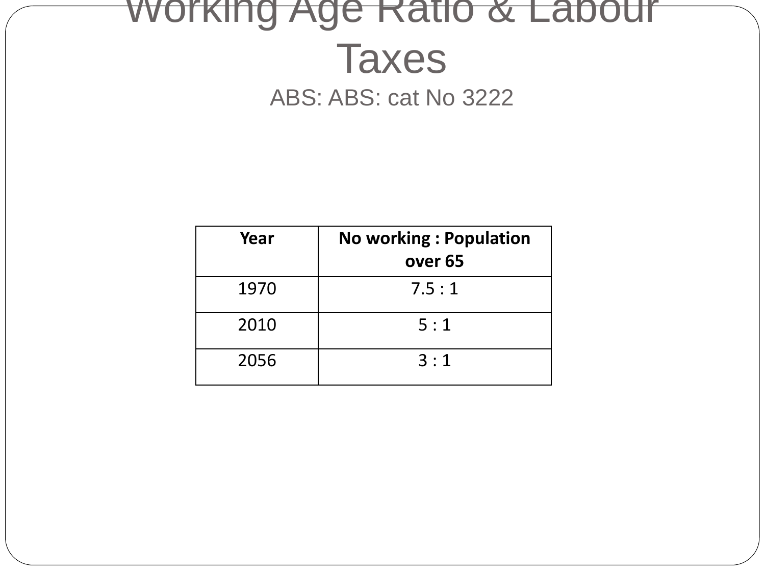# Working Age Ratio & Labour Taxes

ABS: ABS: cat No 3222

| Year | No working : Population over 65 |
| --- | --- |
| 1970 | 7.5 : 1 |
| 2010 | 5 : 1 |
| 2056 | 3 : 1 |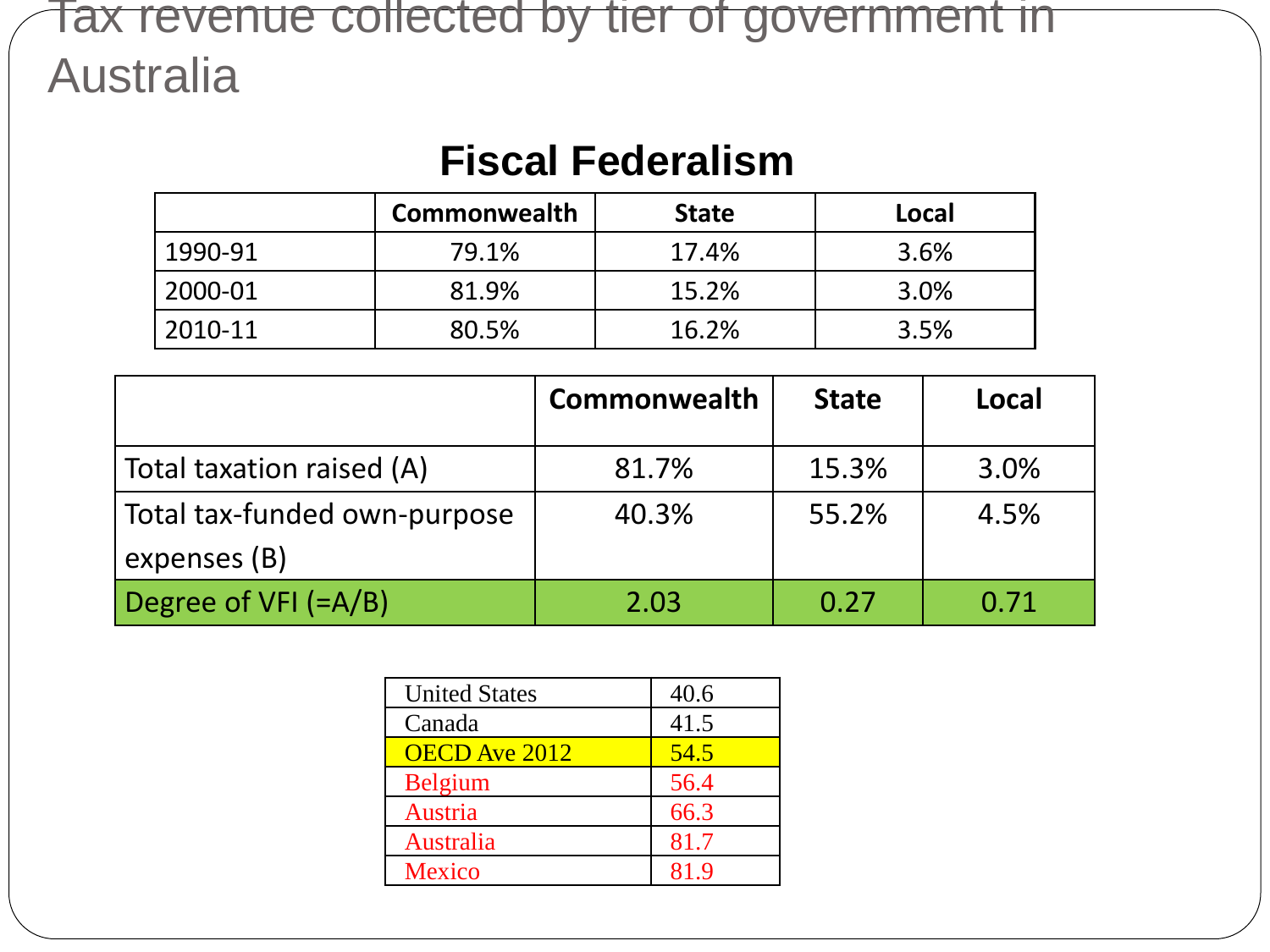# Tax revenue collected by tier of government in Australia

## Fiscal Federalism

| | Commonwealth | State | Local |
|---|---|---|---|
| 1990-91 | 79.1% | 17.4% | 3.6% |
| 2000-01 | 81.9% | 15.2% | 3.0% |
| 2010-11 | 80.5% | 16.2% | 3.5% |

| | Commonwealth | State | Local |
|---|---|---|---|
| Total taxation raised (A) | 81.7% | 15.3% | 3.0% |
| Total tax-funded own-purpose expenses (B) | 40.3% | 55.2% | 4.5% |
| Degree of VFI (=A/B) | 2.03 | 0.27 | 0.71 |

| | |
|---|---|
| United States | 40.6 |
| Canada | 41.5 |
| OECD Ave 2012 | 54.5 |
| Belgium | 56.4 |
| Austria | 66.3 |
| Australia | 81.7 |
| Mexico | 81.9 |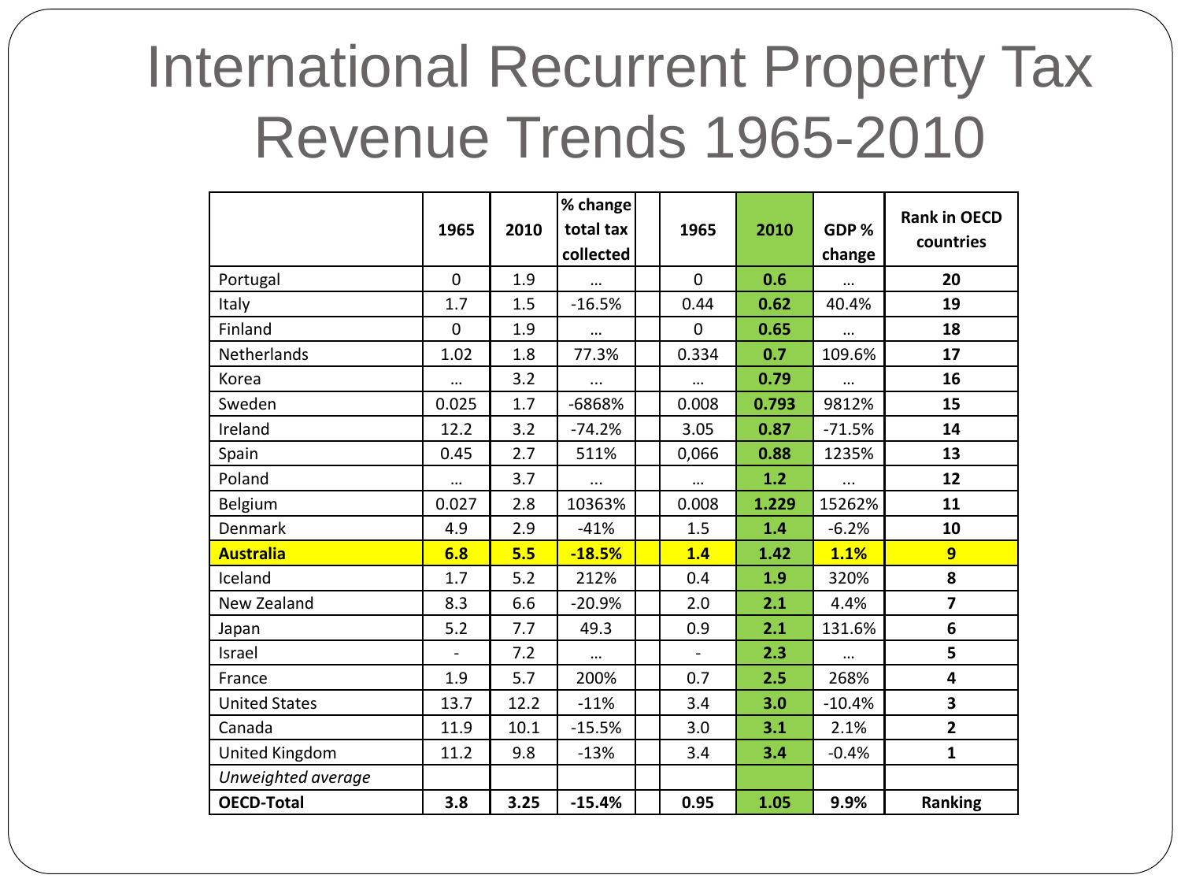# International Recurrent Property Tax Revenue Trends 1965-2010

| | 1965 | 2010 | % change total tax collected | | 1965 | 2010 | GDP % change | Rank in OECD countries |
|---|---|---|---|---|---|---|---|---|
| Portugal | 0 | 1.9 | … | | 0 | **0.6** | … | **20** |
| Italy | 1.7 | 1.5 | -16.5% | | 0.44 | **0.62** | 40.4% | **19** |
| Finland | 0 | 1.9 | … | | 0 | **0.65** | … | **18** |
| Netherlands | 1.02 | 1.8 | 77.3% | | 0.334 | **0.7** | 109.6% | **17** |
| Korea | … | 3.2 | … | | … | **0.79** | … | **16** |
| Sweden | 0.025 | 1.7 | -6868% | | 0.008 | **0.793** | 9812% | **15** |
| Ireland | 12.2 | 3.2 | -74.2% | | 3.05 | **0.87** | -71.5% | **14** |
| Spain | 0.45 | 2.7 | 511% | | 0,066 | **0.88** | 1235% | **13** |
| Poland | … | 3.7 | … | | … | **1.2** | … | **12** |
| Belgium | 0.027 | 2.8 | 10363% | | 0.008 | **1.229** | 15262% | **11** |
| Denmark | 4.9 | 2.9 | -41% | | 1.5 | **1.4** | -6.2% | **10** |
| **Australia** | **6.8** | **5.5** | **-18.5%** | | **1.4** | **1.42** | **1.1%** | **9** |
| Iceland | 1.7 | 5.2 | 212% | | 0.4 | **1.9** | 320% | **8** |
| New Zealand | 8.3 | 6.6 | -20.9% | | 2.0 | **2.1** | 4.4% | **7** |
| Japan | 5.2 | 7.7 | 49.3 | | 0.9 | **2.1** | 131.6% | **6** |
| Israel | - | 7.2 | … | | - | **2.3** | … | **5** |
| France | 1.9 | 5.7 | 200% | | 0.7 | **2.5** | 268% | **4** |
| United States | 13.7 | 12.2 | -11% | | 3.4 | **3.0** | -10.4% | **3** |
| Canada | 11.9 | 10.1 | -15.5% | | 3.0 | **3.1** | 2.1% | **2** |
| United Kingdom | 11.2 | 9.8 | -13% | | 3.4 | **3.4** | -0.4% | **1** |
| *Unweighted average* | | | | | | | | |
| **OECD-Total** | **3.8** | **3.25** | **-15.4%** | | **0.95** | **1.05** | **9.9%** | **Ranking** |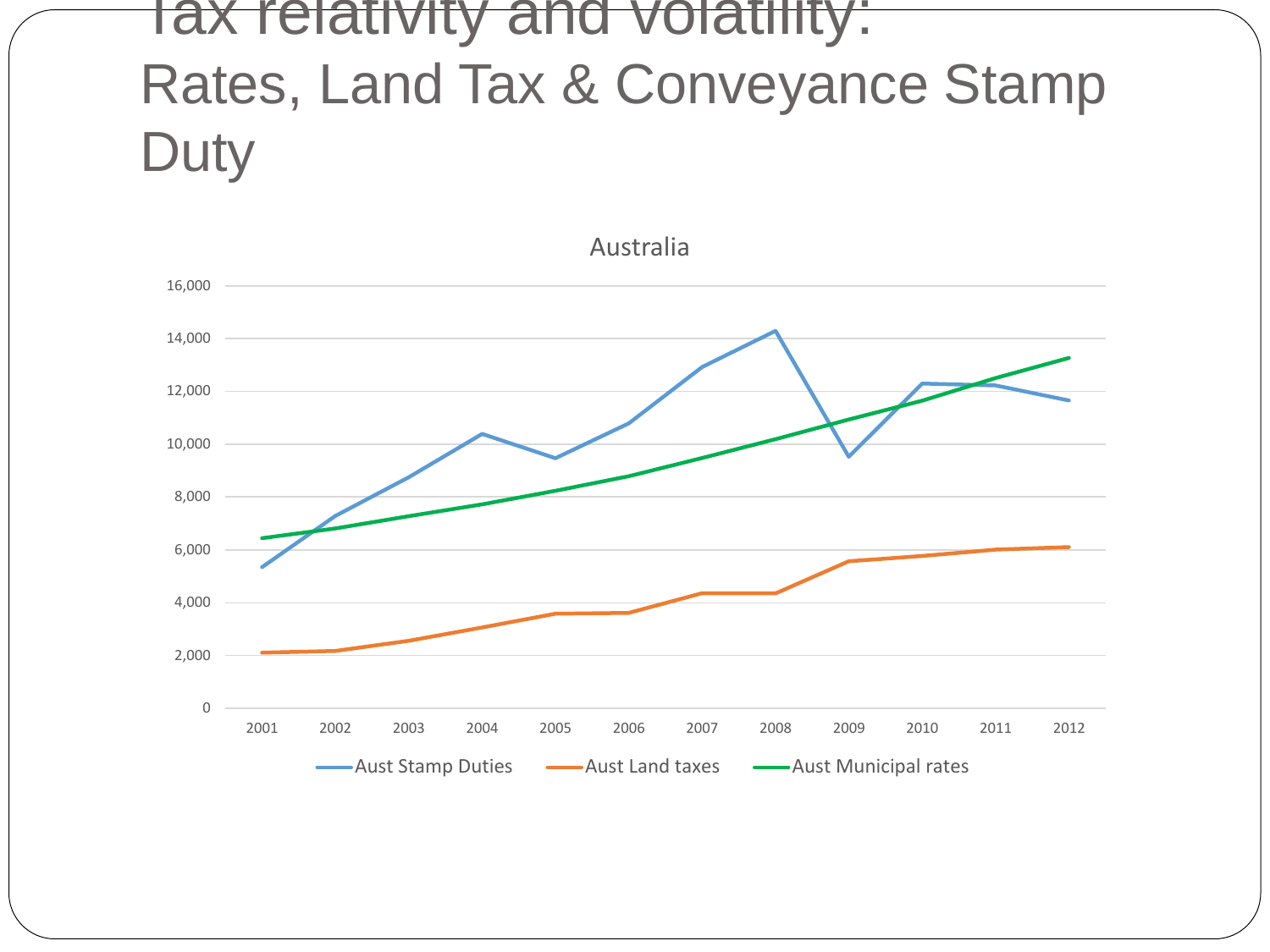# Tax relativity and volatility: Rates, Land Tax & Conveyance Stamp Duty

Australia

16,000
14,000
12,000
10,000
8,000
6,000
4,000
2,000
0

2001 2002 2003 2004 2005 2006 2007 2008 2009 2010 2011 2012

Aust Stamp Duties — Aust Land taxes — Aust Municipal rates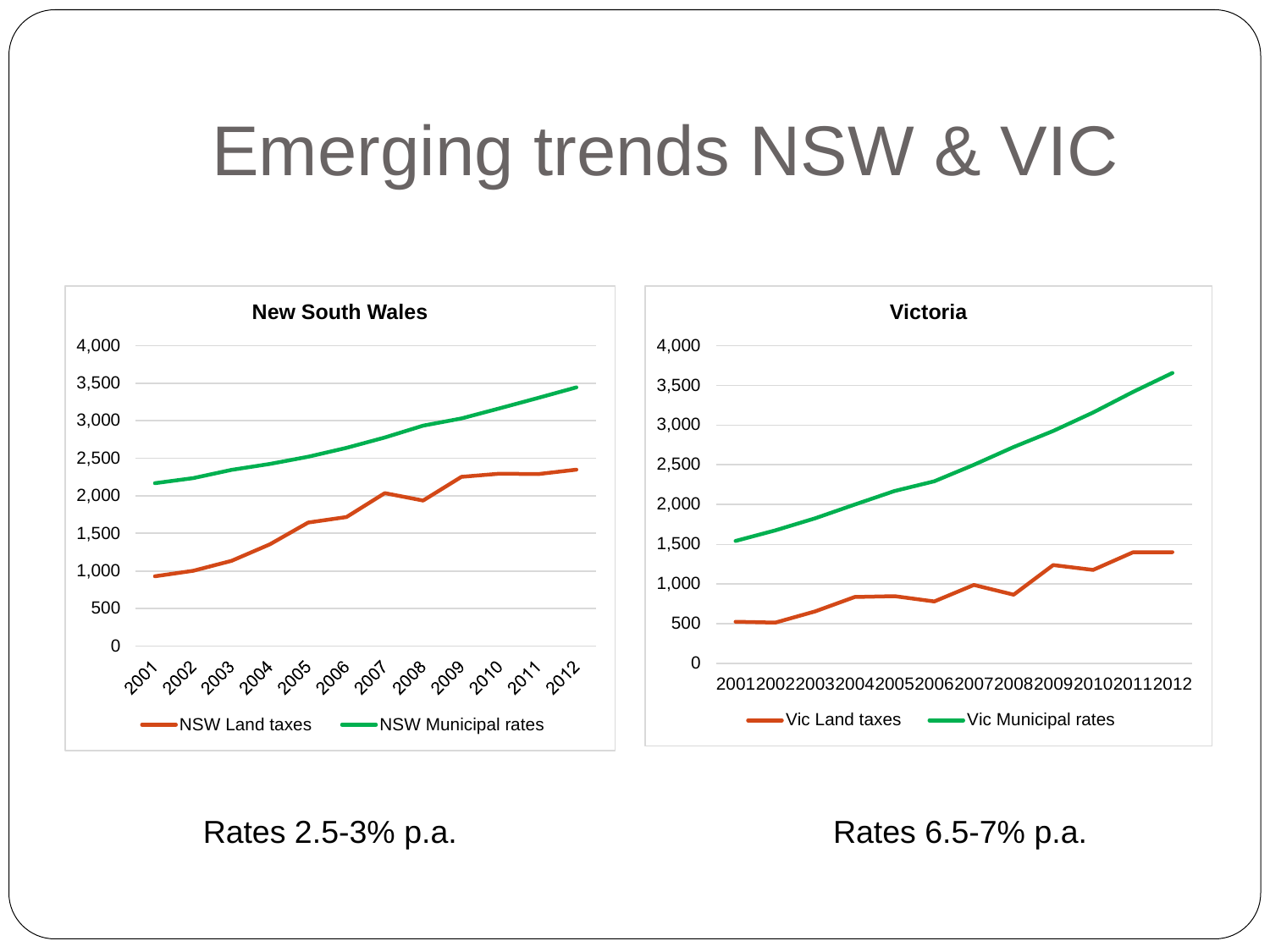# Emerging trends NSW & VIC

**New South Wales**

NSW Land taxes — NSW Municipal rates

**Victoria**

Vic Land taxes — Vic Municipal rates

Rates 2.5-3% p.a.

Rates 6.5-7% p.a.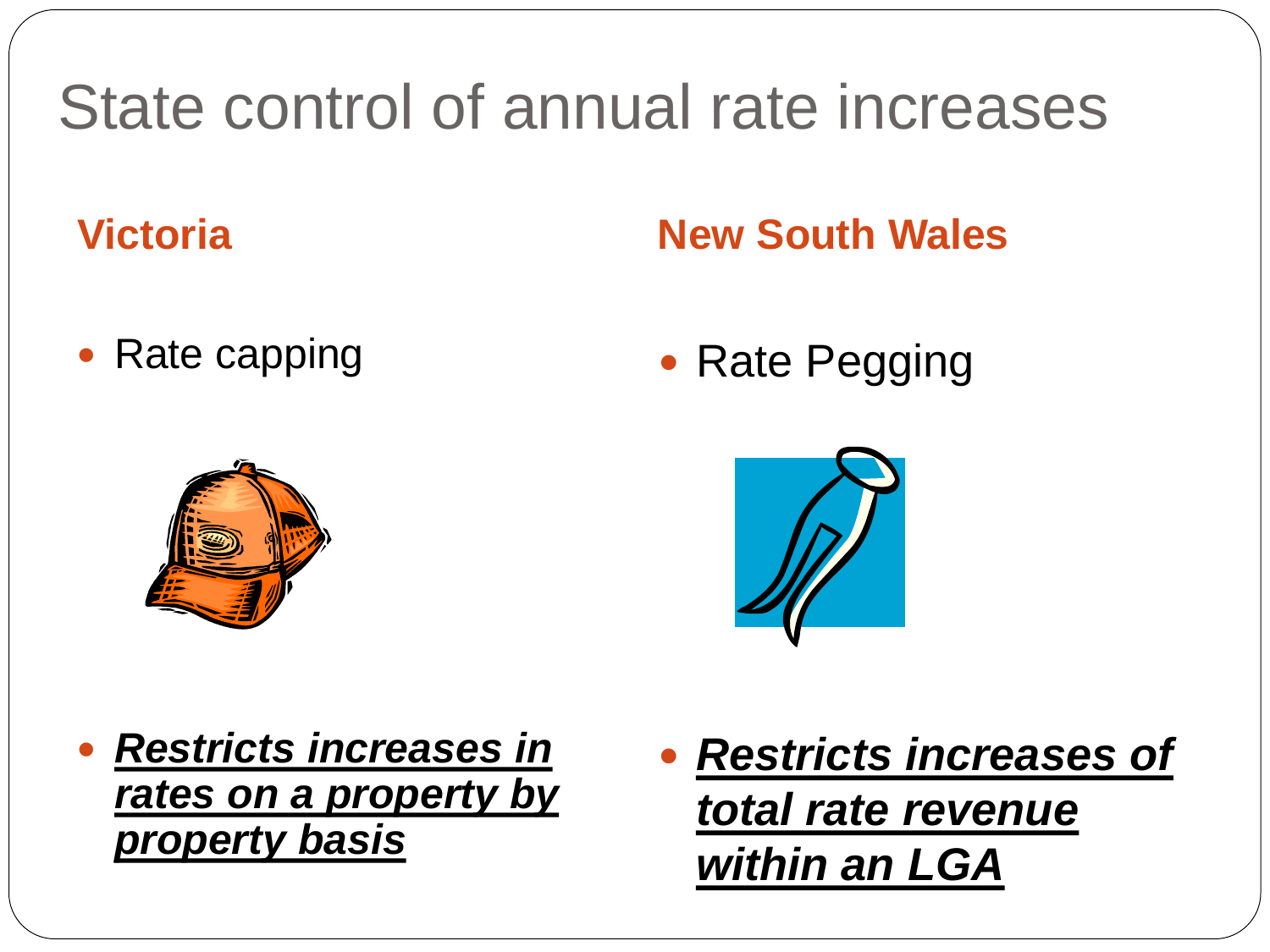# State control of annual rate increases

## Victoria

- Rate capping

- ***Restricts increases in rates on a property by property basis***

## New South Wales

- Rate Pegging

- ***Restricts increases of total rate revenue within an LGA***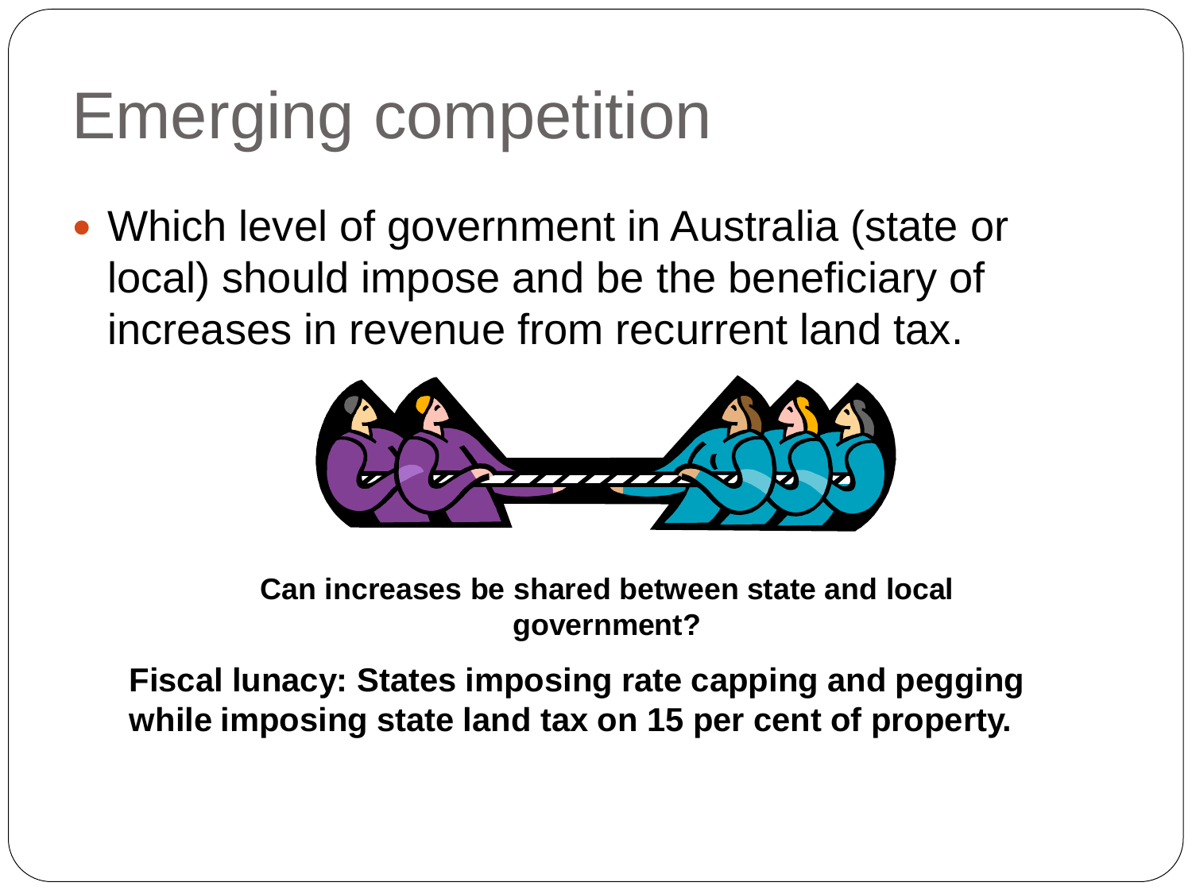# Emerging competition

- Which level of government in Australia (state or local) should impose and be the beneficiary of increases in revenue from recurrent land tax.

**Can increases be shared between state and local government?**

**Fiscal lunacy: States imposing rate capping and pegging while imposing state land tax on 15 per cent of property.**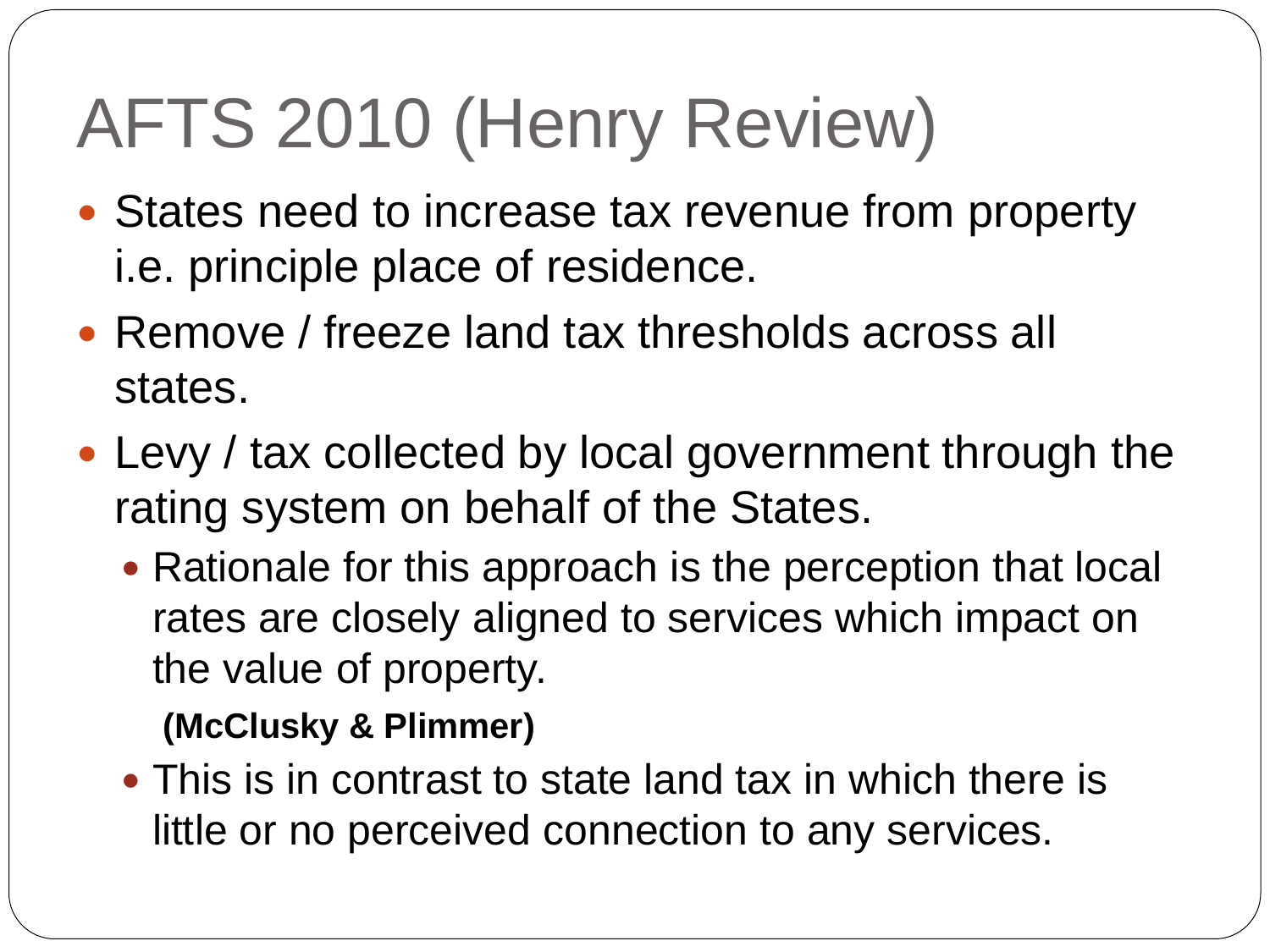# AFTS 2010 (Henry Review)

- States need to increase tax revenue from property i.e. principle place of residence.
- Remove / freeze land tax thresholds across all states.
- Levy / tax collected by local government through the rating system on behalf of the States.
  - Rationale for this approach is the perception that local rates are closely aligned to services which impact on the value of property.

    **(McClusky & Plimmer)**
  - This is in contrast to state land tax in which there is little or no perceived connection to any services.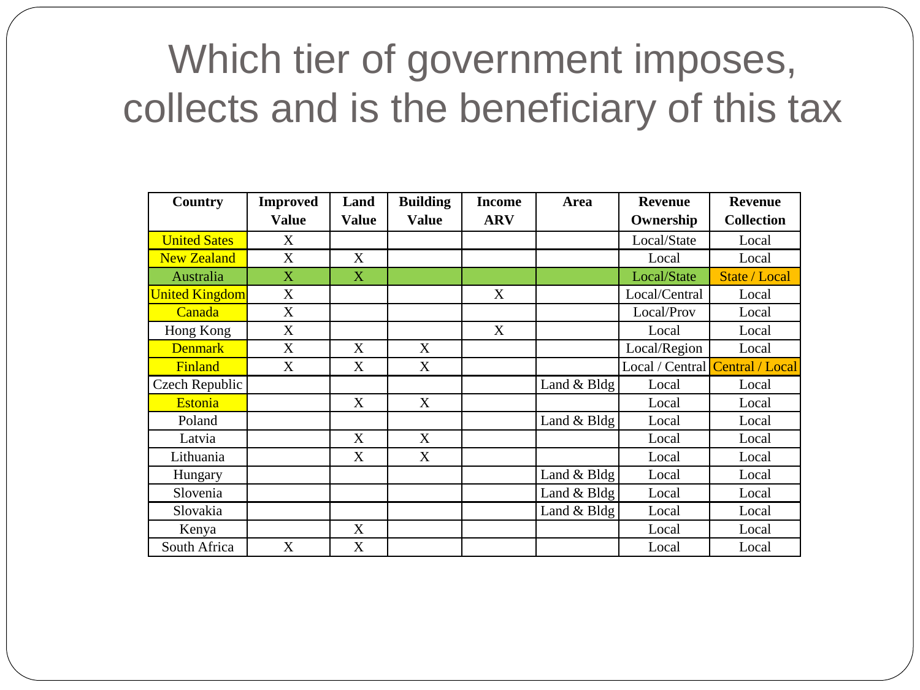# Which tier of government imposes, collects and is the beneficiary of this tax

| Country | Improved Value | Land Value | Building Value | Income ARV | Area | Revenue Ownership | Revenue Collection |
|---|---|---|---|---|---|---|---|
| United Sates | X | | | | | Local/State | Local |
| New Zealand | X | X | | | | Local | Local |
| Australia | X | X | | | | Local/State | State / Local |
| United Kingdom | X | | | X | | Local/Central | Local |
| Canada | X | | | | | Local/Prov | Local |
| Hong Kong | X | | | X | | Local | Local |
| Denmark | X | X | X | | | Local/Region | Local |
| Finland | X | X | X | | | Local / Central | Central / Local |
| Czech Republic | | | | | Land & Bldg | Local | Local |
| Estonia | | X | X | | | Local | Local |
| Poland | | | | | Land & Bldg | Local | Local |
| Latvia | | X | X | | | Local | Local |
| Lithuania | | X | X | | | Local | Local |
| Hungary | | | | | Land & Bldg | Local | Local |
| Slovenia | | | | | Land & Bldg | Local | Local |
| Slovakia | | | | | Land & Bldg | Local | Local |
| Kenya | | X | | | | Local | Local |
| South Africa | X | X | | | | Local | Local |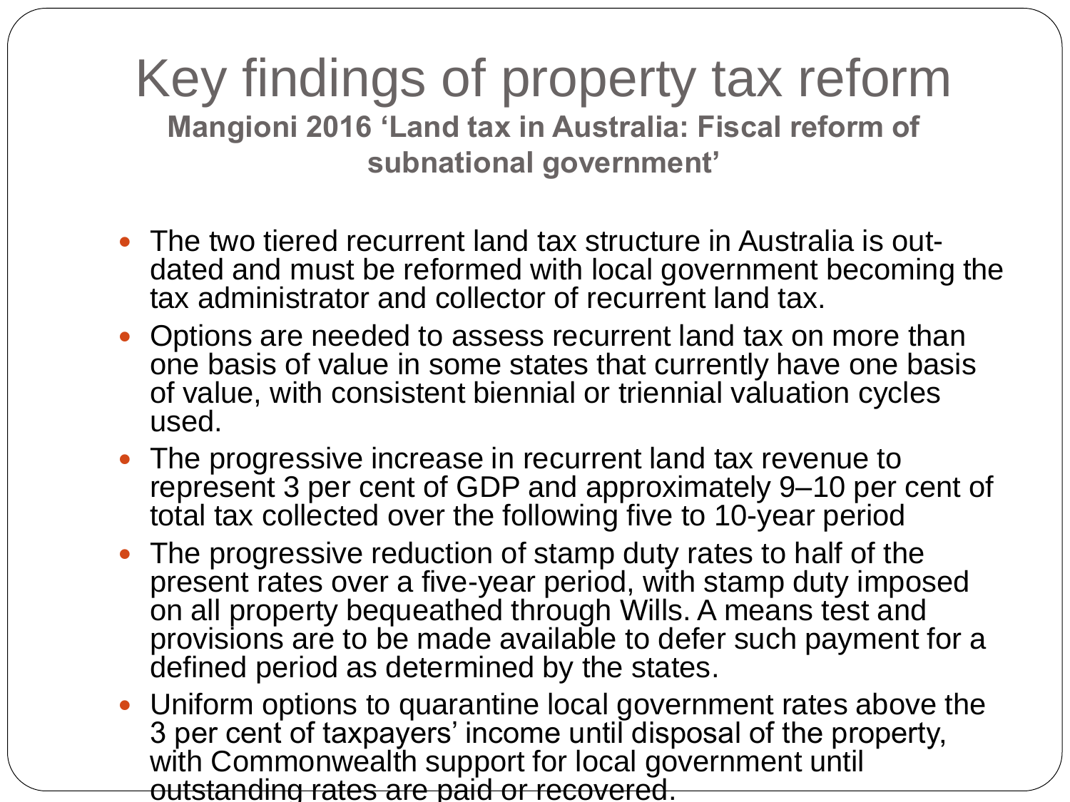# Key findings of property tax reform

**Mangioni 2016 'Land tax in Australia: Fiscal reform of subnational government'**

- The two tiered recurrent land tax structure in Australia is out-dated and must be reformed with local government becoming the tax administrator and collector of recurrent land tax.
- Options are needed to assess recurrent land tax on more than one basis of value in some states that currently have one basis of value, with consistent biennial or triennial valuation cycles used.
- The progressive increase in recurrent land tax revenue to represent 3 per cent of GDP and approximately 9–10 per cent of total tax collected over the following five to 10-year period
- The progressive reduction of stamp duty rates to half of the present rates over a five-year period, with stamp duty imposed on all property bequeathed through Wills. A means test and provisions are to be made available to defer such payment for a defined period as determined by the states.
- Uniform options to quarantine local government rates above the 3 per cent of taxpayers' income until disposal of the property, with Commonwealth support for local government until outstanding rates are paid or recovered.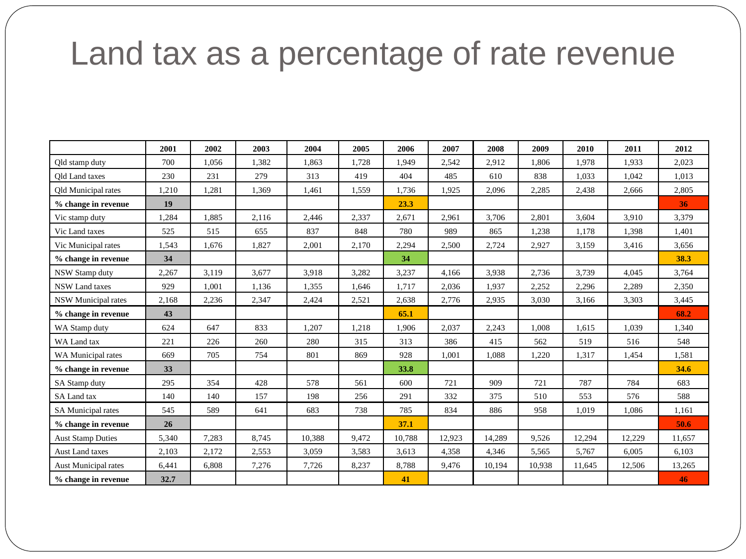# Land tax as a percentage of rate revenue

| | 2001 | 2002 | 2003 | 2004 | 2005 | 2006 | 2007 | 2008 | 2009 | 2010 | 2011 | 2012 |
|---|---|---|---|---|---|---|---|---|---|---|---|---|
| Qld stamp duty | 700 | 1,056 | 1,382 | 1,863 | 1,728 | 1,949 | 2,542 | 2,912 | 1,806 | 1,978 | 1,933 | 2,023 |
| Qld Land taxes | 230 | 231 | 279 | 313 | 419 | 404 | 485 | 610 | 838 | 1,033 | 1,042 | 1,013 |
| Qld Municipal rates | 1,210 | 1,281 | 1,369 | 1,461 | 1,559 | 1,736 | 1,925 | 2,096 | 2,285 | 2,438 | 2,666 | 2,805 |
| **% change in revenue** | **19** | | | | | **23.3** | | | | | | **36** |
| Vic stamp duty | 1,284 | 1,885 | 2,116 | 2,446 | 2,337 | 2,671 | 2,961 | 3,706 | 2,801 | 3,604 | 3,910 | 3,379 |
| Vic Land taxes | 525 | 515 | 655 | 837 | 848 | 780 | 989 | 865 | 1,238 | 1,178 | 1,398 | 1,401 |
| Vic Municipal rates | 1,543 | 1,676 | 1,827 | 2,001 | 2,170 | 2,294 | 2,500 | 2,724 | 2,927 | 3,159 | 3,416 | 3,656 |
| **% change in revenue** | **34** | | | | | **34** | | | | | | **38.3** |
| NSW Stamp duty | 2,267 | 3,119 | 3,677 | 3,918 | 3,282 | 3,237 | 4,166 | 3,938 | 2,736 | 3,739 | 4,045 | 3,764 |
| NSW Land taxes | 929 | 1,001 | 1,136 | 1,355 | 1,646 | 1,717 | 2,036 | 1,937 | 2,252 | 2,296 | 2,289 | 2,350 |
| NSW Municipal rates | 2,168 | 2,236 | 2,347 | 2,424 | 2,521 | 2,638 | 2,776 | 2,935 | 3,030 | 3,166 | 3,303 | 3,445 |
| **% change in revenue** | **43** | | | | | **65.1** | | | | | | **68.2** |
| WA Stamp duty | 624 | 647 | 833 | 1,207 | 1,218 | 1,906 | 2,037 | 2,243 | 1,008 | 1,615 | 1,039 | 1,340 |
| WA Land tax | 221 | 226 | 260 | 280 | 315 | 313 | 386 | 415 | 562 | 519 | 516 | 548 |
| WA Municipal rates | 669 | 705 | 754 | 801 | 869 | 928 | 1,001 | 1,088 | 1,220 | 1,317 | 1,454 | 1,581 |
| **% change in revenue** | **33** | | | | | **33.8** | | | | | | **34.6** |
| SA Stamp duty | 295 | 354 | 428 | 578 | 561 | 600 | 721 | 909 | 721 | 787 | 784 | 683 |
| SA Land tax | 140 | 140 | 157 | 198 | 256 | 291 | 332 | 375 | 510 | 553 | 576 | 588 |
| SA Municipal rates | 545 | 589 | 641 | 683 | 738 | 785 | 834 | 886 | 958 | 1,019 | 1,086 | 1,161 |
| **% change in revenue** | **26** | | | | | **37.1** | | | | | | **50.6** |
| Aust Stamp Duties | 5,340 | 7,283 | 8,745 | 10,388 | 9,472 | 10,788 | 12,923 | 14,289 | 9,526 | 12,294 | 12,229 | 11,657 |
| Aust Land taxes | 2,103 | 2,172 | 2,553 | 3,059 | 3,583 | 3,613 | 4,358 | 4,346 | 5,565 | 5,767 | 6,005 | 6,103 |
| Aust Municipal rates | 6,441 | 6,808 | 7,276 | 7,726 | 8,237 | 8,788 | 9,476 | 10,194 | 10,938 | 11,645 | 12,506 | 13,265 |
| **% change in revenue** | **32.7** | | | | | **41** | | | | | | **46** |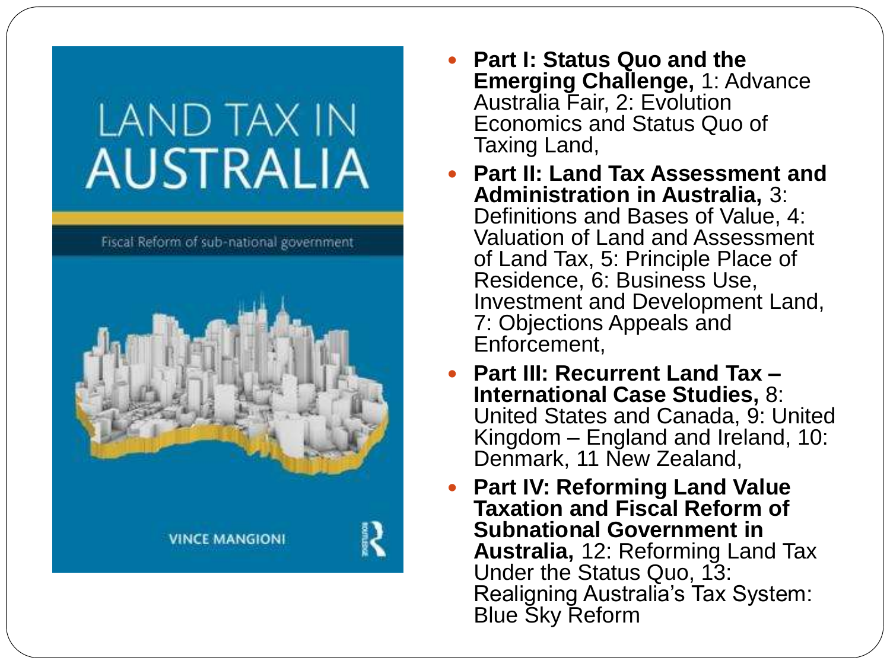- **Part I: Status Quo and the Emerging Challenge,** 1: Advance Australia Fair, 2: Evolution Economics and Status Quo of Taxing Land,
- **Part II: Land Tax Assessment and Administration in Australia,** 3: Definitions and Bases of Value, 4: Valuation of Land and Assessment of Land Tax, 5: Principle Place of Residence, 6: Business Use, Investment and Development Land, 7: Objections Appeals and Enforcement,
- **Part III: Recurrent Land Tax – International Case Studies,** 8: United States and Canada, 9: United Kingdom – England and Ireland, 10: Denmark, 11 New Zealand,
- **Part IV: Reforming Land Value Taxation and Fiscal Reform of Subnational Government in Australia,** 12: Reforming Land Tax Under the Status Quo, 13: Realigning Australia's Tax System: Blue Sky Reform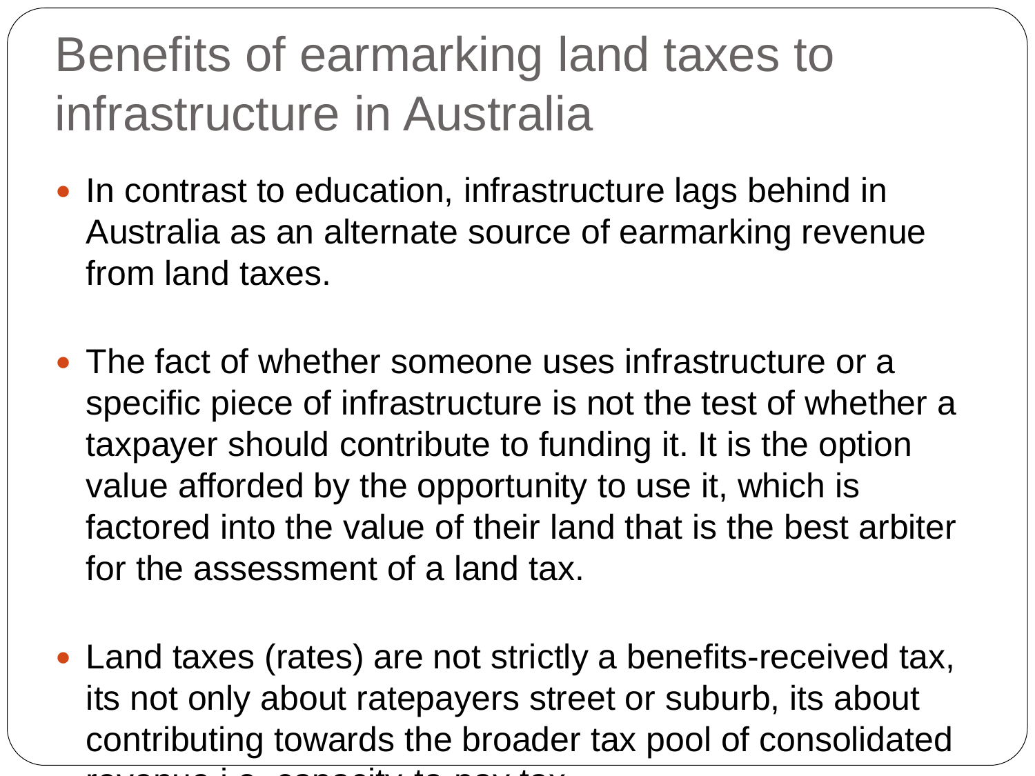# Benefits of earmarking land taxes to infrastructure in Australia

- In contrast to education, infrastructure lags behind in Australia as an alternate source of earmarking revenue from land taxes.

- The fact of whether someone uses infrastructure or a specific piece of infrastructure is not the test of whether a taxpayer should contribute to funding it. It is the option value afforded by the opportunity to use it, which is factored into the value of their land that is the best arbiter for the assessment of a land tax.

- Land taxes (rates) are not strictly a benefits-received tax, its not only about ratepayers street or suburb, its about contributing towards the broader tax pool of consolidated revenue i.e. capacity to pay tax.